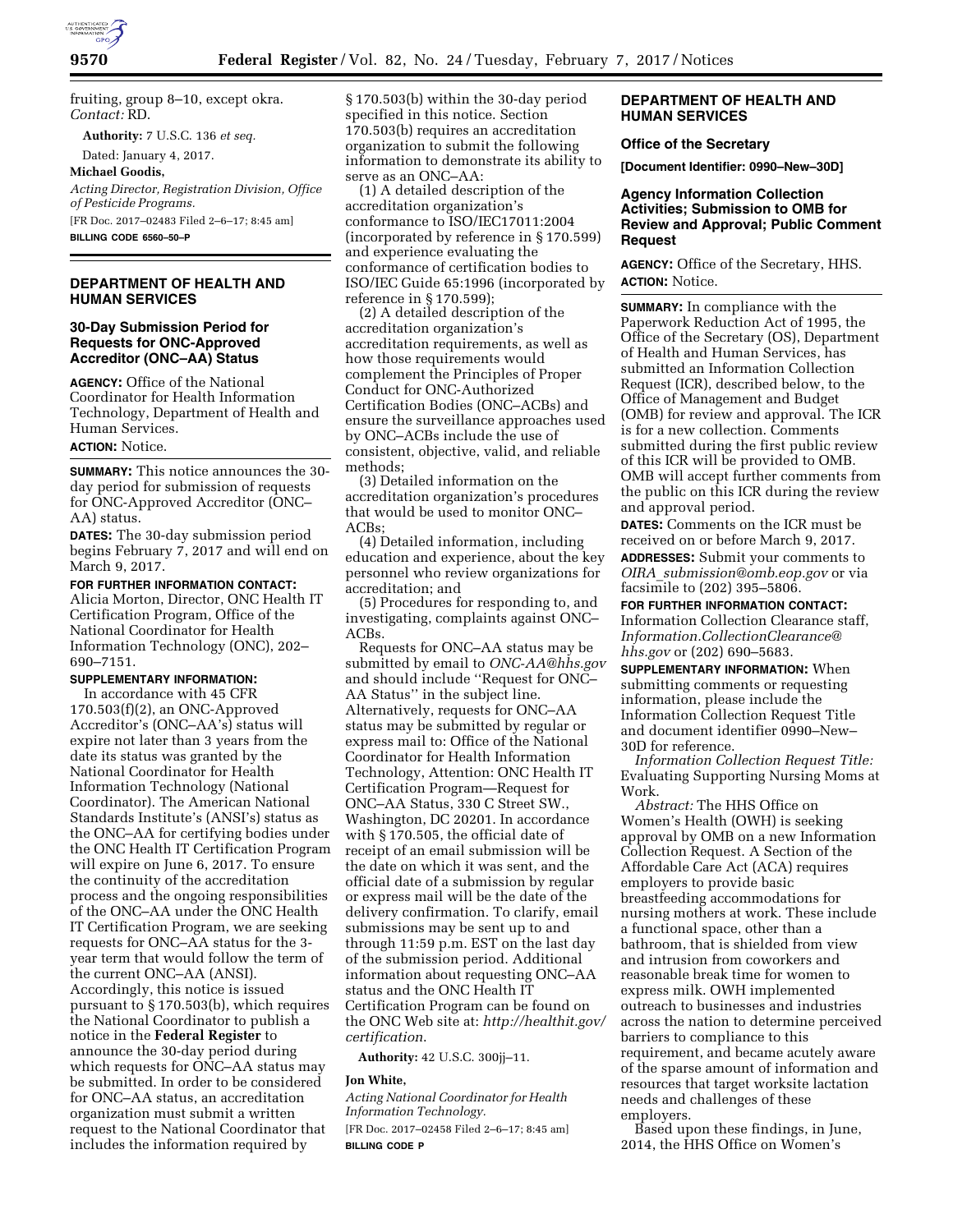fruiting, group 8–10, except okra. *Contact:* RD.

**Authority:** 7 U.S.C. 136 *et seq.*

Dated: January 4, 2017.

**Michael Goodis,**

*Acting Director, Registration Division, Office of Pesticide Programs.*

[FR Doc. 2017–02483 Filed 2–6–17; 8:45 am]

**BILLING CODE 6560–50–P**

## DEPARTMENT OF HEALTH AND HUMAN SERVICES

### 30-Day Submission Period for Requests for ONC-Approved Accreditor (ONC–AA) Status

**AGENCY:** Office of the National Coordinator for Health Information Technology, Department of Health and Human Services.

**ACTION:** Notice.

**SUMMARY:** This notice announces the 30-day period for submission of requests for ONC-Approved Accreditor (ONC–AA) status.

**DATES:** The 30-day submission period begins February 7, 2017 and will end on March 9, 2017.

**FOR FURTHER INFORMATION CONTACT:** Alicia Morton, Director, ONC Health IT Certification Program, Office of the National Coordinator for Health Information Technology (ONC), 202–690–7151.

**SUPPLEMENTARY INFORMATION:**

In accordance with 45 CFR 170.503(f)(2), an ONC-Approved Accreditor's (ONC–AA's) status will expire not later than 3 years from the date its status was granted by the National Coordinator for Health Information Technology (National Coordinator). The American National Standards Institute's (ANSI's) status as the ONC–AA for certifying bodies under the ONC Health IT Certification Program will expire on June 6, 2017. To ensure the continuity of the accreditation process and the ongoing responsibilities of the ONC–AA under the ONC Health IT Certification Program, we are seeking requests for ONC–AA status for the 3-year term that would follow the term of the current ONC–AA (ANSI). Accordingly, this notice is issued pursuant to § 170.503(b), which requires the National Coordinator to publish a notice in the **Federal Register** to announce the 30-day period during which requests for ONC–AA status may be submitted. In order to be considered for ONC–AA status, an accreditation organization must submit a written request to the National Coordinator that includes the information required by § 170.503(b) within the 30-day period specified in this notice. Section 170.503(b) requires an accreditation organization to submit the following information to demonstrate its ability to serve as an ONC–AA:

(1) A detailed description of the accreditation organization's conformance to ISO/IEC17011:2004 (incorporated by reference in § 170.599) and experience evaluating the conformance of certification bodies to ISO/IEC Guide 65:1996 (incorporated by reference in § 170.599);

(2) A detailed description of the accreditation organization's accreditation requirements, as well as how those requirements would complement the Principles of Proper Conduct for ONC-Authorized Certification Bodies (ONC–ACBs) and ensure the surveillance approaches used by ONC–ACBs include the use of consistent, objective, valid, and reliable methods;

(3) Detailed information on the accreditation organization's procedures that would be used to monitor ONC–ACBs;

(4) Detailed information, including education and experience, about the key personnel who review organizations for accreditation; and

(5) Procedures for responding to, and investigating, complaints against ONC–ACBs.

Requests for ONC–AA status may be submitted by email to *ONC-AA@hhs.gov* and should include "Request for ONC–AA Status" in the subject line. Alternatively, requests for ONC–AA status may be submitted by regular or express mail to: Office of the National Coordinator for Health Information Technology, Attention: ONC Health IT Certification Program—Request for ONC–AA Status, 330 C Street SW., Washington, DC 20201. In accordance with § 170.505, the official date of receipt of an email submission will be the date on which it was sent, and the official date of a submission by regular or express mail will be the date of the delivery confirmation. To clarify, email submissions may be sent up to and through 11:59 p.m. EST on the last day of the submission period. Additional information about requesting ONC–AA status and the ONC Health IT Certification Program can be found on the ONC Web site at: *http://healthit.gov/certification.*

**Authority:** 42 U.S.C. 300jj–11.

**Jon White,**

*Acting National Coordinator for Health Information Technology.*

[FR Doc. 2017–02458 Filed 2–6–17; 8:45 am]

**BILLING CODE P**

## DEPARTMENT OF HEALTH AND HUMAN SERVICES

### Office of the Secretary

**[Document Identifier: 0990–New–30D]**

### Agency Information Collection Activities; Submission to OMB for Review and Approval; Public Comment Request

**AGENCY:** Office of the Secretary, HHS.

**ACTION:** Notice.

**SUMMARY:** In compliance with the Paperwork Reduction Act of 1995, the Office of the Secretary (OS), Department of Health and Human Services, has submitted an Information Collection Request (ICR), described below, to the Office of Management and Budget (OMB) for review and approval. The ICR is for a new collection. Comments submitted during the first public review of this ICR will be provided to OMB. OMB will accept further comments from the public on this ICR during the review and approval period.

**DATES:** Comments on the ICR must be received on or before March 9, 2017.

**ADDRESSES:** Submit your comments to *OIRA_submission@omb.eop.gov* or via facsimile to (202) 395–5806.

**FOR FURTHER INFORMATION CONTACT:** Information Collection Clearance staff, *Information.CollectionClearance@hhs.gov* or (202) 690–5683.

**SUPPLEMENTARY INFORMATION:** When submitting comments or requesting information, please include the Information Collection Request Title and document identifier 0990–New–30D for reference.

*Information Collection Request Title:* Evaluating Supporting Nursing Moms at Work.

*Abstract:* The HHS Office on Women's Health (OWH) is seeking approval by OMB on a new Information Collection Request. A Section of the Affordable Care Act (ACA) requires employers to provide basic breastfeeding accommodations for nursing mothers at work. These include a functional space, other than a bathroom, that is shielded from view and intrusion from coworkers and reasonable break time for women to express milk. OWH implemented outreach to businesses and industries across the nation to determine perceived barriers to compliance to this requirement, and became acutely aware of the sparse amount of information and resources that target worksite lactation needs and challenges of these employers.

Based upon these findings, in June, 2014, the HHS Office on Women's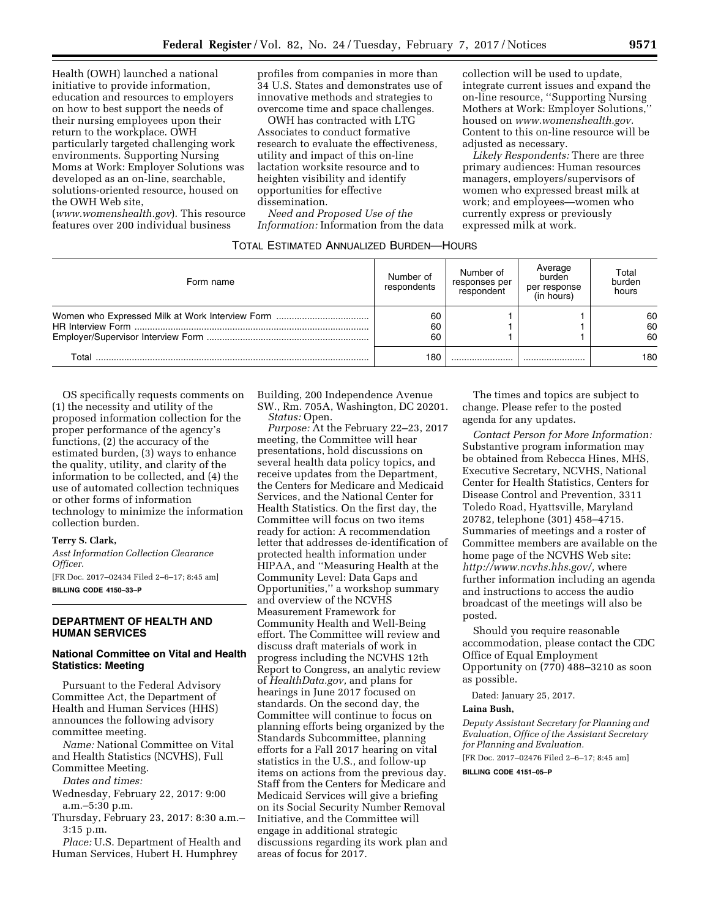Health (OWH) launched a national initiative to provide information, education and resources to employers on how to best support the needs of their nursing employees upon their return to the workplace. OWH particularly targeted challenging work environments. Supporting Nursing Moms at Work: Employer Solutions was developed as an on-line, searchable, solutions-oriented resource, housed on the OWH Web site, (*www.womenshealth.gov*). This resource features over 200 individual business profiles from companies in more than 34 U.S. States and demonstrates use of innovative methods and strategies to overcome time and space challenges.

OWH has contracted with LTG Associates to conduct formative research to evaluate the effectiveness, utility and impact of this on-line lactation worksite resource and to heighten visibility and identify opportunities for effective dissemination.

*Need and Proposed Use of the Information:* Information from the data collection will be used to update, integrate current issues and expand the on-line resource, ''Supporting Nursing Mothers at Work: Employer Solutions,'' housed on *www.womenshealth.gov.* Content to this on-line resource will be adjusted as necessary.

*Likely Respondents:* There are three primary audiences: Human resources managers, employers/supervisors of women who expressed breast milk at work; and employees—women who currently express or previously expressed milk at work.

TOTAL ESTIMATED ANNUALIZED BURDEN—HOURS

| Form name | Number of respondents | Number of responses per respondent | Average burden per response (in hours) | Total burden hours |
|---|---|---|---|---|
| Women who Expressed Milk at Work Interview Form | 60 | 1 | 1 | 60 |
| HR Interview Form | 60 | 1 | 1 | 60 |
| Employer/Supervisor Interview Form | 60 | 1 | 1 | 60 |
| Total | 180 | | | 180 |

OS specifically requests comments on (1) the necessity and utility of the proposed information collection for the proper performance of the agency's functions, (2) the accuracy of the estimated burden, (3) ways to enhance the quality, utility, and clarity of the information to be collected, and (4) the use of automated collection techniques or other forms of information technology to minimize the information collection burden.

**Terry S. Clark,**

*Asst Information Collection Clearance Officer.*

[FR Doc. 2017–02434 Filed 2–6–17; 8:45 am]

**BILLING CODE 4150–33–P**

## DEPARTMENT OF HEALTH AND HUMAN SERVICES

### National Committee on Vital and Health Statistics: Meeting

Pursuant to the Federal Advisory Committee Act, the Department of Health and Human Services (HHS) announces the following advisory committee meeting.

*Name:* National Committee on Vital and Health Statistics (NCVHS), Full Committee Meeting.

*Dates and times:*

Wednesday, February 22, 2017: 9:00 a.m.–5:30 p.m.

Thursday, February 23, 2017: 8:30 a.m.–3:15 p.m.

*Place:* U.S. Department of Health and Human Services, Hubert H. Humphrey Building, 200 Independence Avenue SW., Rm. 705A, Washington, DC 20201.

*Status:* Open.

*Purpose:* At the February 22–23, 2017 meeting, the Committee will hear presentations, hold discussions on several health data policy topics, and receive updates from the Department, the Centers for Medicare and Medicaid Services, and the National Center for Health Statistics. On the first day, the Committee will focus on two items ready for action: A recommendation letter that addresses de-identification of protected health information under HIPAA, and ''Measuring Health at the Community Level: Data Gaps and Opportunities,'' a workshop summary and overview of the NCVHS Measurement Framework for Community Health and Well-Being effort. The Committee will review and discuss draft materials of work in progress including the NCVHS 12th Report to Congress, an analytic review of *HealthData.gov,* and plans for hearings in June 2017 focused on standards. On the second day, the Committee will continue to focus on planning efforts being organized by the Standards Subcommittee, planning efforts for a Fall 2017 hearing on vital statistics in the U.S., and follow-up items on actions from the previous day. Staff from the Centers for Medicare and Medicaid Services will give a briefing on its Social Security Number Removal Initiative, and the Committee will engage in additional strategic discussions regarding its work plan and areas of focus for 2017.

The times and topics are subject to change. Please refer to the posted agenda for any updates.

*Contact Person for More Information:* Substantive program information may be obtained from Rebecca Hines, MHS, Executive Secretary, NCVHS, National Center for Health Statistics, Centers for Disease Control and Prevention, 3311 Toledo Road, Hyattsville, Maryland 20782, telephone (301) 458–4715. Summaries of meetings and a roster of Committee members are available on the home page of the NCVHS Web site: *http://www.ncvhs.hhs.gov/,* where further information including an agenda and instructions to access the audio broadcast of the meetings will also be posted.

Should you require reasonable accommodation, please contact the CDC Office of Equal Employment Opportunity on (770) 488–3210 as soon as possible.

Dated: January 25, 2017.

**Laina Bush,**

*Deputy Assistant Secretary for Planning and Evaluation, Office of the Assistant Secretary for Planning and Evaluation.*

[FR Doc. 2017–02476 Filed 2–6–17; 8:45 am]

**BILLING CODE 4151–05–P**